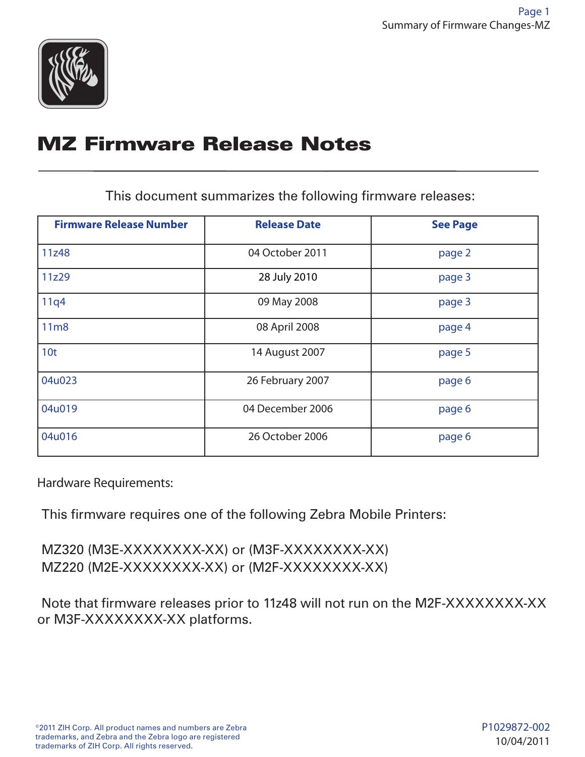# MZ Firmware Release Notes

This document summarizes the following firmware releases:

| Firmware Release Number | Release Date | See Page |
|---|---|---|
| 11z48 | 04 October 2011 | page 2 |
| 11z29 | 28 July 2010 | page 3 |
| 11q4 | 09 May 2008 | page 3 |
| 11m8 | 08 April 2008 | page 4 |
| 10t | 14 August 2007 | page 5 |
| 04u023 | 26 February 2007 | page 6 |
| 04u019 | 04 December 2006 | page 6 |
| 04u016 | 26 October 2006 | page 6 |

Hardware Requirements:

This firmware requires one of the following Zebra Mobile Printers:

MZ320 (M3E-XXXXXXXX-XX) or (M3F-XXXXXXXX-XX)
MZ220 (M2E-XXXXXXXX-XX) or (M2F-XXXXXXXX-XX)

Note that firmware releases prior to 11z48 will not run on the M2F-XXXXXXXX-XX or M3F-XXXXXXXX-XX platforms.

©2011 ZIH Corp. All product names and numbers are Zebra trademarks, and Zebra and the Zebra logo are registered trademarks of ZIH Corp. All rights reserved.

P1029872-002
10/04/2011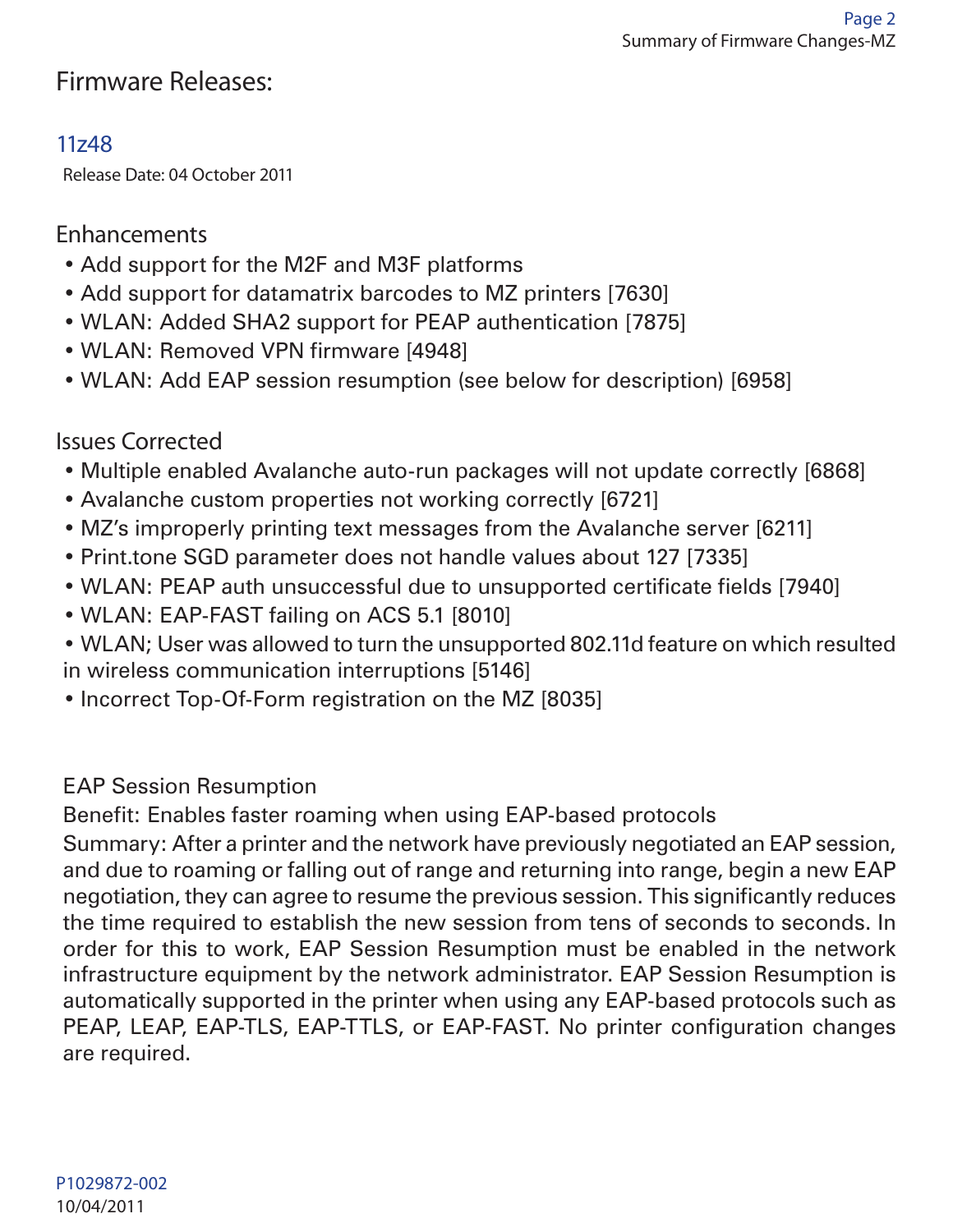# Firmware Releases:

## 11z48

Release Date: 04 October 2011

### Enhancements

- Add support for the M2F and M3F platforms
- Add support for datamatrix barcodes to MZ printers [7630]
- WLAN: Added SHA2 support for PEAP authentication [7875]
- WLAN: Removed VPN firmware [4948]
- WLAN: Add EAP session resumption (see below for description) [6958]

### Issues Corrected

- Multiple enabled Avalanche auto-run packages will not update correctly [6868]
- Avalanche custom properties not working correctly [6721]
- MZ's improperly printing text messages from the Avalanche server [6211]
- Print.tone SGD parameter does not handle values about 127 [7335]
- WLAN: PEAP auth unsuccessful due to unsupported certificate fields [7940]
- WLAN: EAP-FAST failing on ACS 5.1 [8010]
- WLAN; User was allowed to turn the unsupported 802.11d feature on which resulted in wireless communication interruptions [5146]
- Incorrect Top-Of-Form registration on the MZ [8035]

EAP Session Resumption

Benefit: Enables faster roaming when using EAP-based protocols

Summary: After a printer and the network have previously negotiated an EAP session, and due to roaming or falling out of range and returning into range, begin a new EAP negotiation, they can agree to resume the previous session. This significantly reduces the time required to establish the new session from tens of seconds to seconds. In order for this to work, EAP Session Resumption must be enabled in the network infrastructure equipment by the network administrator. EAP Session Resumption is automatically supported in the printer when using any EAP-based protocols such as PEAP, LEAP, EAP-TLS, EAP-TTLS, or EAP-FAST. No printer configuration changes are required.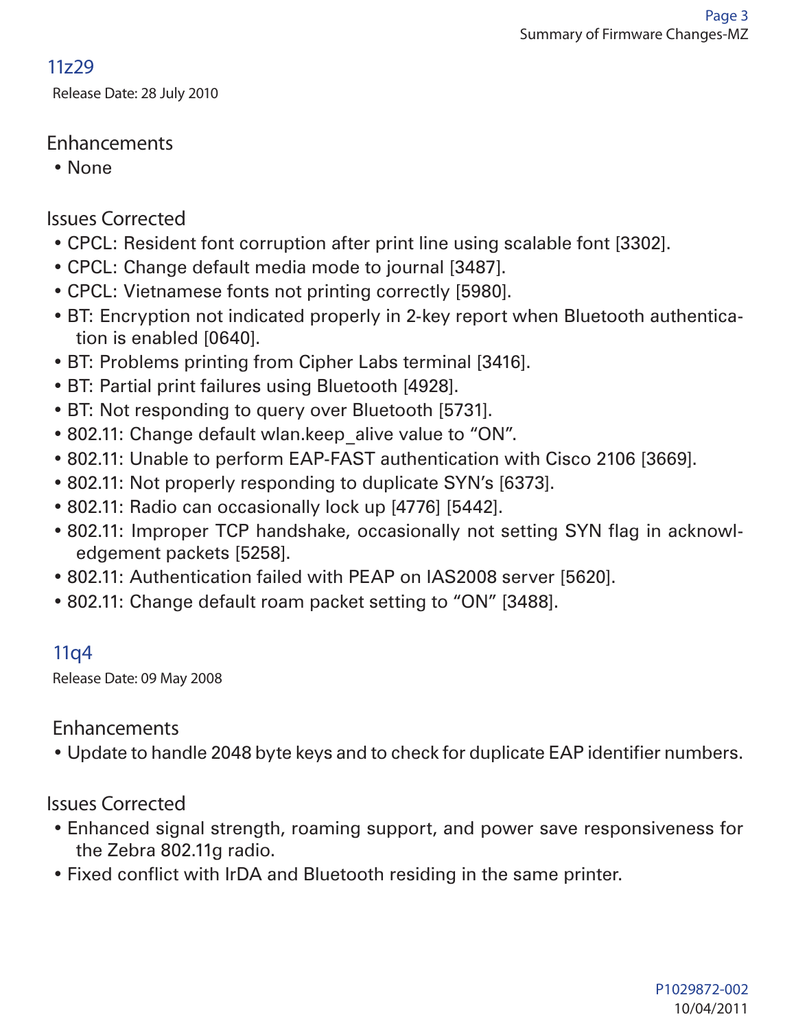## 11z29

Release Date: 28 July 2010

### Enhancements

- None

### Issues Corrected

- CPCL: Resident font corruption after print line using scalable font [3302].
- CPCL: Change default media mode to journal [3487].
- CPCL: Vietnamese fonts not printing correctly [5980].
- BT: Encryption not indicated properly in 2-key report when Bluetooth authentication is enabled [0640].
- BT: Problems printing from Cipher Labs terminal [3416].
- BT: Partial print failures using Bluetooth [4928].
- BT: Not responding to query over Bluetooth [5731].
- 802.11: Change default wlan.keep_alive value to "ON".
- 802.11: Unable to perform EAP-FAST authentication with Cisco 2106 [3669].
- 802.11: Not properly responding to duplicate SYN's [6373].
- 802.11: Radio can occasionally lock up [4776] [5442].
- 802.11: Improper TCP handshake, occasionally not setting SYN flag in acknowledgement packets [5258].
- 802.11: Authentication failed with PEAP on IAS2008 server [5620].
- 802.11: Change default roam packet setting to "ON" [3488].

## 11q4

Release Date: 09 May 2008

### Enhancements

- Update to handle 2048 byte keys and to check for duplicate EAP identifier numbers.

### Issues Corrected

- Enhanced signal strength, roaming support, and power save responsiveness for the Zebra 802.11g radio.
- Fixed conflict with IrDA and Bluetooth residing in the same printer.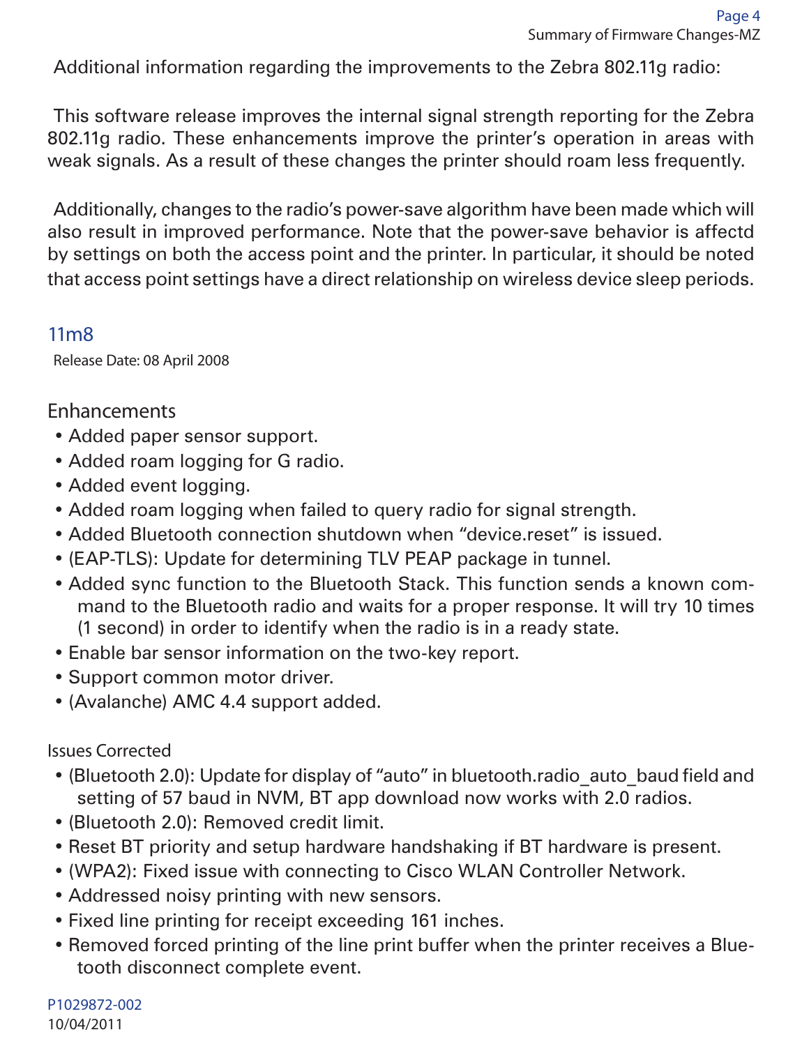Additional information regarding the improvements to the Zebra 802.11g radio:

This software release improves the internal signal strength reporting for the Zebra 802.11g radio. These enhancements improve the printer's operation in areas with weak signals. As a result of these changes the printer should roam less frequently.

Additionally, changes to the radio's power-save algorithm have been made which will also result in improved performance. Note that the power-save behavior is affectd by settings on both the access point and the printer. In particular, it should be noted that access point settings have a direct relationship on wireless device sleep periods.

## 11m8

Release Date: 08 April 2008

### Enhancements

- Added paper sensor support.
- Added roam logging for G radio.
- Added event logging.
- Added roam logging when failed to query radio for signal strength.
- Added Bluetooth connection shutdown when "device.reset" is issued.
- (EAP-TLS): Update for determining TLV PEAP package in tunnel.
- Added sync function to the Bluetooth Stack. This function sends a known command to the Bluetooth radio and waits for a proper response. It will try 10 times (1 second) in order to identify when the radio is in a ready state.
- Enable bar sensor information on the two-key report.
- Support common motor driver.
- (Avalanche) AMC 4.4 support added.

### Issues Corrected

- (Bluetooth 2.0): Update for display of "auto" in bluetooth.radio_auto_baud field and setting of 57 baud in NVM, BT app download now works with 2.0 radios.
- (Bluetooth 2.0): Removed credit limit.
- Reset BT priority and setup hardware handshaking if BT hardware is present.
- (WPA2): Fixed issue with connecting to Cisco WLAN Controller Network.
- Addressed noisy printing with new sensors.
- Fixed line printing for receipt exceeding 161 inches.
- Removed forced printing of the line print buffer when the printer receives a Bluetooth disconnect complete event.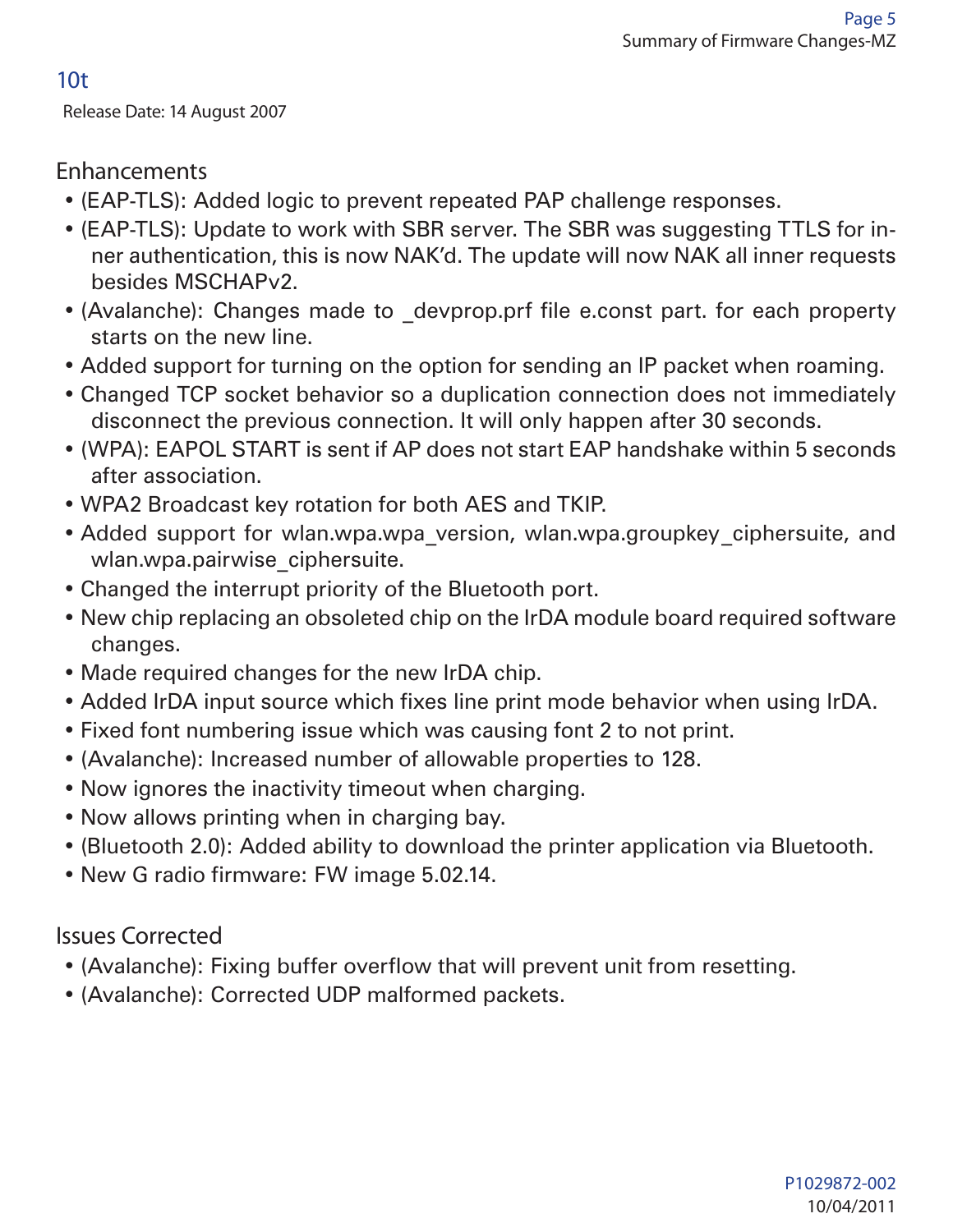## 10t

Release Date: 14 August 2007

### Enhancements

- (EAP-TLS): Added logic to prevent repeated PAP challenge responses.
- (EAP-TLS): Update to work with SBR server. The SBR was suggesting TTLS for inner authentication, this is now NAK'd. The update will now NAK all inner requests besides MSCHAPv2.
- (Avalanche): Changes made to _devprop.prf file e.const part. for each property starts on the new line.
- Added support for turning on the option for sending an IP packet when roaming.
- Changed TCP socket behavior so a duplication connection does not immediately disconnect the previous connection. It will only happen after 30 seconds.
- (WPA): EAPOL START is sent if AP does not start EAP handshake within 5 seconds after association.
- WPA2 Broadcast key rotation for both AES and TKIP.
- Added support for wlan.wpa.wpa_version, wlan.wpa.groupkey_ciphersuite, and wlan.wpa.pairwise_ciphersuite.
- Changed the interrupt priority of the Bluetooth port.
- New chip replacing an obsoleted chip on the IrDA module board required software changes.
- Made required changes for the new IrDA chip.
- Added IrDA input source which fixes line print mode behavior when using IrDA.
- Fixed font numbering issue which was causing font 2 to not print.
- (Avalanche): Increased number of allowable properties to 128.
- Now ignores the inactivity timeout when charging.
- Now allows printing when in charging bay.
- (Bluetooth 2.0): Added ability to download the printer application via Bluetooth.
- New G radio firmware: FW image 5.02.14.

### Issues Corrected

- (Avalanche): Fixing buffer overflow that will prevent unit from resetting.
- (Avalanche): Corrected UDP malformed packets.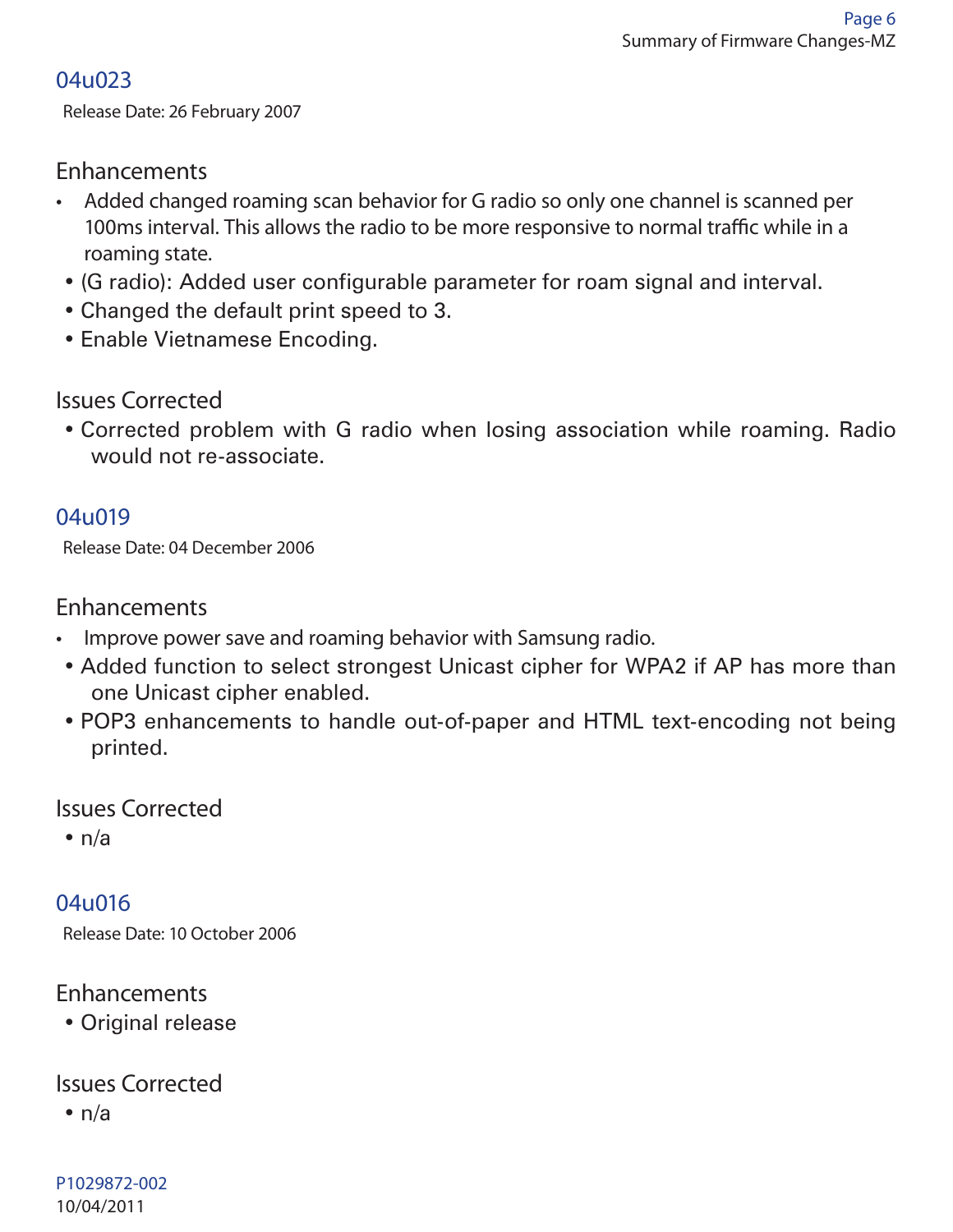## 04u023

Release Date: 26 February 2007

### Enhancements

- Added changed roaming scan behavior for G radio so only one channel is scanned per 100ms interval. This allows the radio to be more responsive to normal traffic while in a roaming state.
- (G radio): Added user configurable parameter for roam signal and interval.
- Changed the default print speed to 3.
- Enable Vietnamese Encoding.

### Issues Corrected

- Corrected problem with G radio when losing association while roaming. Radio would not re-associate.

## 04u019

Release Date: 04 December 2006

### Enhancements

- Improve power save and roaming behavior with Samsung radio.
- Added function to select strongest Unicast cipher for WPA2 if AP has more than one Unicast cipher enabled.
- POP3 enhancements to handle out-of-paper and HTML text-encoding not being printed.

### Issues Corrected

- n/a

## 04u016

Release Date: 10 October 2006

### Enhancements

- Original release

### Issues Corrected

- n/a